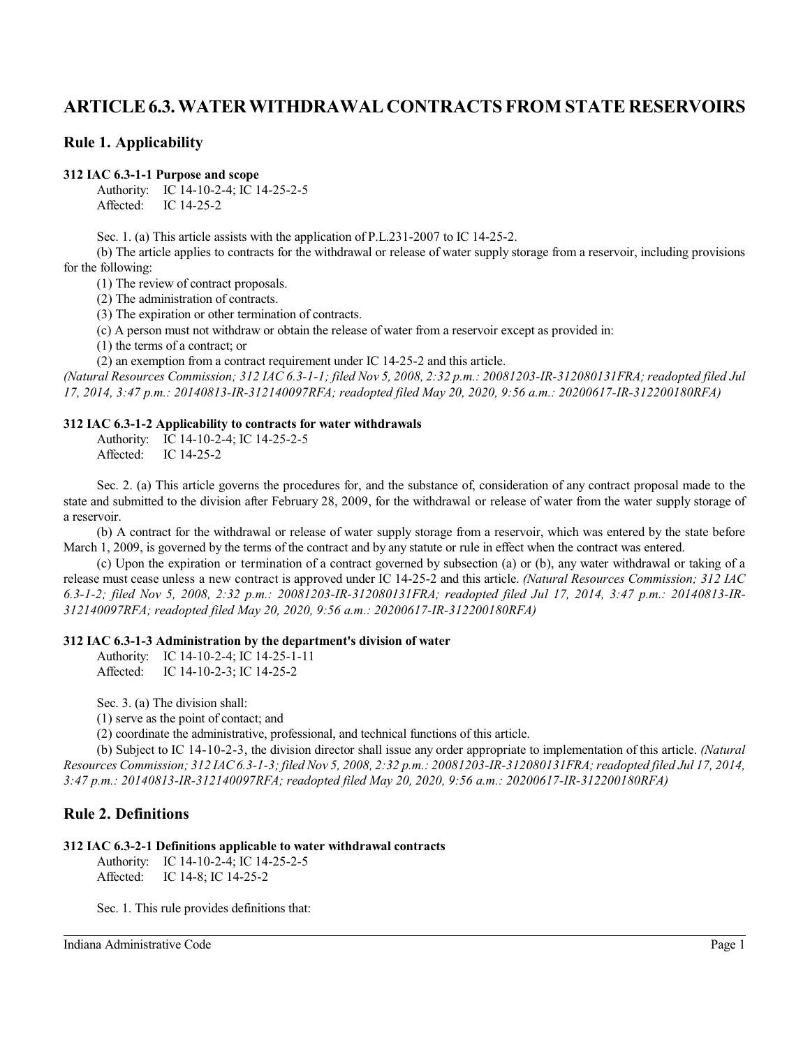# ARTICLE 6.3. WATER WITHDRAWAL CONTRACTS FROM STATE RESERVOIRS

## Rule 1. Applicability

### 312 IAC 6.3-1-1 Purpose and scope

Authority: IC 14-10-2-4; IC 14-25-2-5
Affected: IC 14-25-2

Sec. 1. (a) This article assists with the application of P.L.231-2007 to IC 14-25-2.

(b) The article applies to contracts for the withdrawal or release of water supply storage from a reservoir, including provisions for the following:

(1) The review of contract proposals.

(2) The administration of contracts.

(3) The expiration or other termination of contracts.

(c) A person must not withdraw or obtain the release of water from a reservoir except as provided in:

(1) the terms of a contract; or

(2) an exemption from a contract requirement under IC 14-25-2 and this article.

*(Natural Resources Commission; 312 IAC 6.3-1-1; filed Nov 5, 2008, 2:32 p.m.: 20081203-IR-312080131FRA; readopted filed Jul 17, 2014, 3:47 p.m.: 20140813-IR-312140097RFA; readopted filed May 20, 2020, 9:56 a.m.: 20200617-IR-312200180RFA)*

### 312 IAC 6.3-1-2 Applicability to contracts for water withdrawals

Authority: IC 14-10-2-4; IC 14-25-2-5
Affected: IC 14-25-2

Sec. 2. (a) This article governs the procedures for, and the substance of, consideration of any contract proposal made to the state and submitted to the division after February 28, 2009, for the withdrawal or release of water from the water supply storage of a reservoir.

(b) A contract for the withdrawal or release of water supply storage from a reservoir, which was entered by the state before March 1, 2009, is governed by the terms of the contract and by any statute or rule in effect when the contract was entered.

(c) Upon the expiration or termination of a contract governed by subsection (a) or (b), any water withdrawal or taking of a release must cease unless a new contract is approved under IC 14-25-2 and this article. *(Natural Resources Commission; 312 IAC 6.3-1-2; filed Nov 5, 2008, 2:32 p.m.: 20081203-IR-312080131FRA; readopted filed Jul 17, 2014, 3:47 p.m.: 20140813-IR-312140097RFA; readopted filed May 20, 2020, 9:56 a.m.: 20200617-IR-312200180RFA)*

### 312 IAC 6.3-1-3 Administration by the department's division of water

Authority: IC 14-10-2-4; IC 14-25-1-11
Affected: IC 14-10-2-3; IC 14-25-2

Sec. 3. (a) The division shall:

(1) serve as the point of contact; and

(2) coordinate the administrative, professional, and technical functions of this article.

(b) Subject to IC 14-10-2-3, the division director shall issue any order appropriate to implementation of this article. *(Natural Resources Commission; 312 IAC 6.3-1-3; filed Nov 5, 2008, 2:32 p.m.: 20081203-IR-312080131FRA; readopted filed Jul 17, 2014, 3:47 p.m.: 20140813-IR-312140097RFA; readopted filed May 20, 2020, 9:56 a.m.: 20200617-IR-312200180RFA)*

## Rule 2. Definitions

### 312 IAC 6.3-2-1 Definitions applicable to water withdrawal contracts

Authority: IC 14-10-2-4; IC 14-25-2-5
Affected: IC 14-8; IC 14-25-2

Sec. 1. This rule provides definitions that: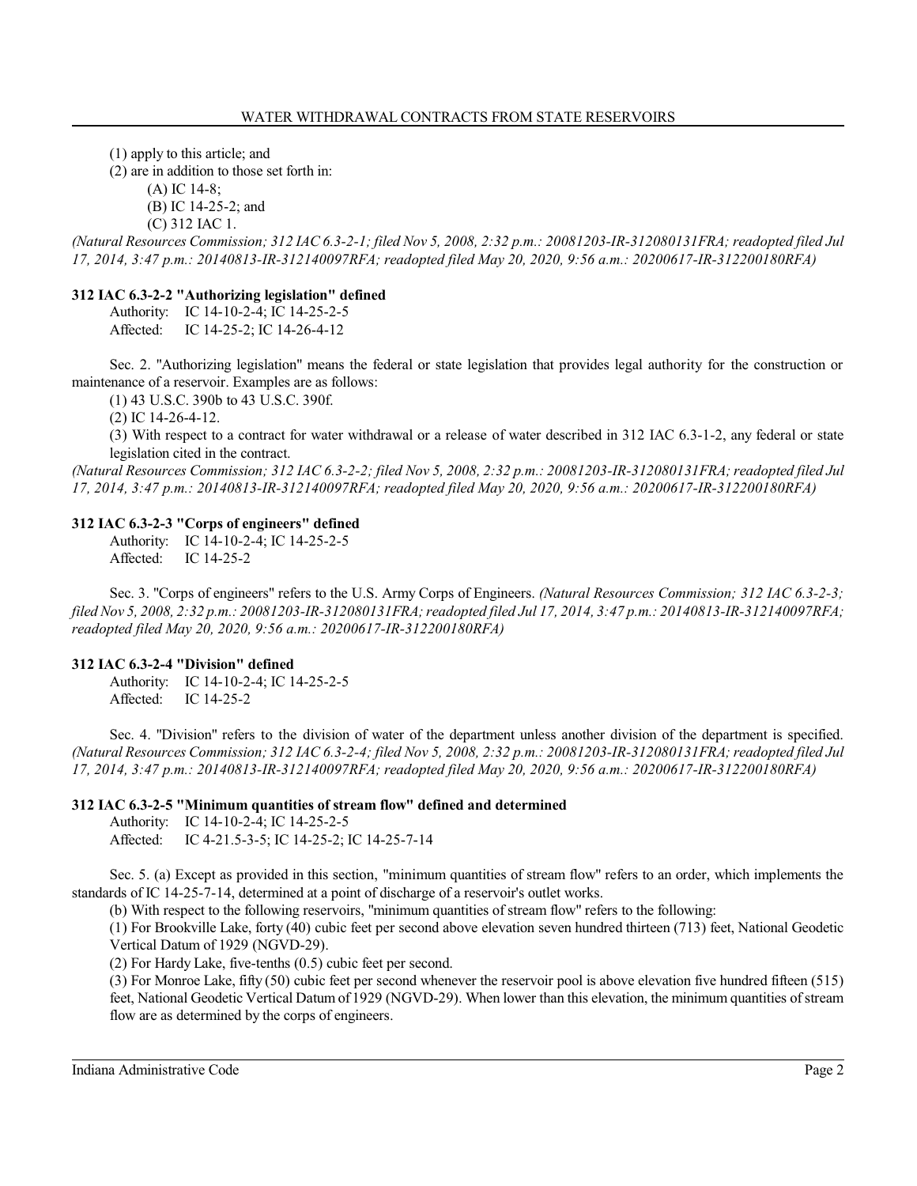(1) apply to this article; and

(2) are in addition to those set forth in:

(A) IC 14-8;

(B) IC 14-25-2; and

(C) 312 IAC 1.

*(Natural Resources Commission; 312 IAC 6.3-2-1; filed Nov 5, 2008, 2:32 p.m.: 20081203-IR-312080131FRA; readopted filed Jul 17, 2014, 3:47 p.m.: 20140813-IR-312140097RFA; readopted filed May 20, 2020, 9:56 a.m.: 20200617-IR-312200180RFA)*

### 312 IAC 6.3-2-2 "Authorizing legislation" defined

Authority: IC 14-10-2-4; IC 14-25-2-5
Affected: IC 14-25-2; IC 14-26-4-12

Sec. 2. "Authorizing legislation" means the federal or state legislation that provides legal authority for the construction or maintenance of a reservoir. Examples are as follows:

(1) 43 U.S.C. 390b to 43 U.S.C. 390f.

(2) IC 14-26-4-12.

(3) With respect to a contract for water withdrawal or a release of water described in 312 IAC 6.3-1-2, any federal or state legislation cited in the contract.

*(Natural Resources Commission; 312 IAC 6.3-2-2; filed Nov 5, 2008, 2:32 p.m.: 20081203-IR-312080131FRA; readopted filed Jul 17, 2014, 3:47 p.m.: 20140813-IR-312140097RFA; readopted filed May 20, 2020, 9:56 a.m.: 20200617-IR-312200180RFA)*

### 312 IAC 6.3-2-3 "Corps of engineers" defined

Authority: IC 14-10-2-4; IC 14-25-2-5
Affected: IC 14-25-2

Sec. 3. "Corps of engineers" refers to the U.S. Army Corps of Engineers. *(Natural Resources Commission; 312 IAC 6.3-2-3; filed Nov 5, 2008, 2:32 p.m.: 20081203-IR-312080131FRA; readopted filed Jul 17, 2014, 3:47 p.m.: 20140813-IR-312140097RFA; readopted filed May 20, 2020, 9:56 a.m.: 20200617-IR-312200180RFA)*

### 312 IAC 6.3-2-4 "Division" defined

Authority: IC 14-10-2-4; IC 14-25-2-5
Affected: IC 14-25-2

Sec. 4. "Division" refers to the division of water of the department unless another division of the department is specified. *(Natural Resources Commission; 312 IAC 6.3-2-4; filed Nov 5, 2008, 2:32 p.m.: 20081203-IR-312080131FRA; readopted filed Jul 17, 2014, 3:47 p.m.: 20140813-IR-312140097RFA; readopted filed May 20, 2020, 9:56 a.m.: 20200617-IR-312200180RFA)*

### 312 IAC 6.3-2-5 "Minimum quantities of stream flow" defined and determined

Authority: IC 14-10-2-4; IC 14-25-2-5
Affected: IC 4-21.5-3-5; IC 14-25-2; IC 14-25-7-14

Sec. 5. (a) Except as provided in this section, "minimum quantities of stream flow" refers to an order, which implements the standards of IC 14-25-7-14, determined at a point of discharge of a reservoir's outlet works.

(b) With respect to the following reservoirs, "minimum quantities of stream flow" refers to the following:

(1) For Brookville Lake, forty (40) cubic feet per second above elevation seven hundred thirteen (713) feet, National Geodetic Vertical Datum of 1929 (NGVD-29).

(2) For Hardy Lake, five-tenths (0.5) cubic feet per second.

(3) For Monroe Lake, fifty (50) cubic feet per second whenever the reservoir pool is above elevation five hundred fifteen (515) feet, National Geodetic Vertical Datum of 1929 (NGVD-29). When lower than this elevation, the minimum quantities of stream flow are as determined by the corps of engineers.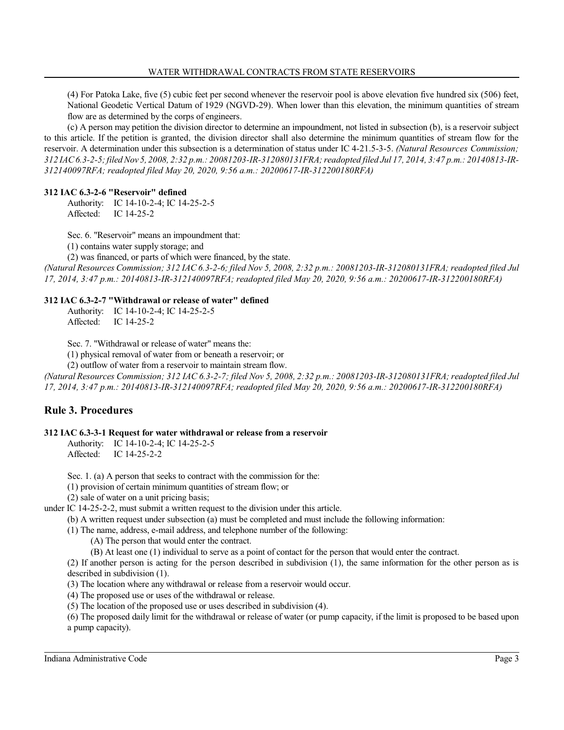(4) For Patoka Lake, five (5) cubic feet per second whenever the reservoir pool is above elevation five hundred six (506) feet, National Geodetic Vertical Datum of 1929 (NGVD-29). When lower than this elevation, the minimum quantities of stream flow are as determined by the corps of engineers.

(c) A person may petition the division director to determine an impoundment, not listed in subsection (b), is a reservoir subject to this article. If the petition is granted, the division director shall also determine the minimum quantities of stream flow for the reservoir. A determination under this subsection is a determination of status under IC 4-21.5-3-5. *(Natural Resources Commission; 312 IAC 6.3-2-5; filed Nov 5, 2008, 2:32 p.m.: 20081203-IR-312080131FRA; readopted filed Jul 17, 2014, 3:47 p.m.: 20140813-IR-312140097RFA; readopted filed May 20, 2020, 9:56 a.m.: 20200617-IR-312200180RFA)*

**312 IAC 6.3-2-6 "Reservoir" defined**

Authority: IC 14-10-2-4; IC 14-25-2-5
Affected: IC 14-25-2

Sec. 6. "Reservoir" means an impoundment that:

(1) contains water supply storage; and

(2) was financed, or parts of which were financed, by the state.

*(Natural Resources Commission; 312 IAC 6.3-2-6; filed Nov 5, 2008, 2:32 p.m.: 20081203-IR-312080131FRA; readopted filed Jul 17, 2014, 3:47 p.m.: 20140813-IR-312140097RFA; readopted filed May 20, 2020, 9:56 a.m.: 20200617-IR-312200180RFA)*

**312 IAC 6.3-2-7 "Withdrawal or release of water" defined**

Authority: IC 14-10-2-4; IC 14-25-2-5
Affected: IC 14-25-2

Sec. 7. "Withdrawal or release of water" means the:

(1) physical removal of water from or beneath a reservoir; or

(2) outflow of water from a reservoir to maintain stream flow.

*(Natural Resources Commission; 312 IAC 6.3-2-7; filed Nov 5, 2008, 2:32 p.m.: 20081203-IR-312080131FRA; readopted filed Jul 17, 2014, 3:47 p.m.: 20140813-IR-312140097RFA; readopted filed May 20, 2020, 9:56 a.m.: 20200617-IR-312200180RFA)*

## Rule 3. Procedures

**312 IAC 6.3-3-1 Request for water withdrawal or release from a reservoir**

Authority: IC 14-10-2-4; IC 14-25-2-5
Affected: IC 14-25-2-2

Sec. 1. (a) A person that seeks to contract with the commission for the:

(1) provision of certain minimum quantities of stream flow; or

(2) sale of water on a unit pricing basis;

under IC 14-25-2-2, must submit a written request to the division under this article.

(b) A written request under subsection (a) must be completed and must include the following information:

(1) The name, address, e-mail address, and telephone number of the following:

(A) The person that would enter the contract.

(B) At least one (1) individual to serve as a point of contact for the person that would enter the contract.

(2) If another person is acting for the person described in subdivision (1), the same information for the other person as is described in subdivision (1).

(3) The location where any withdrawal or release from a reservoir would occur.

(4) The proposed use or uses of the withdrawal or release.

(5) The location of the proposed use or uses described in subdivision (4).

(6) The proposed daily limit for the withdrawal or release of water (or pump capacity, if the limit is proposed to be based upon a pump capacity).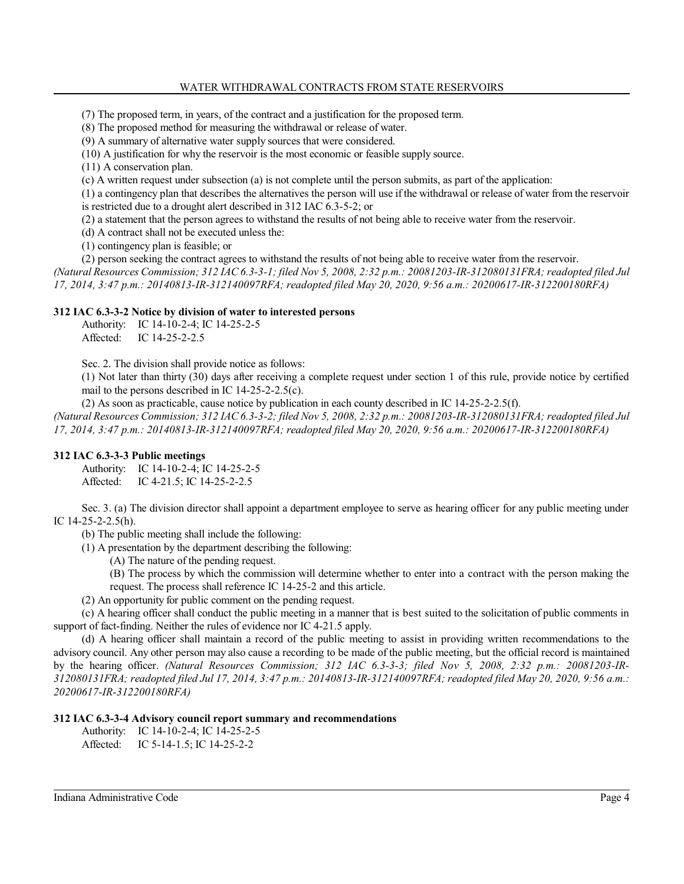(7) The proposed term, in years, of the contract and a justification for the proposed term.

(8) The proposed method for measuring the withdrawal or release of water.

(9) A summary of alternative water supply sources that were considered.

(10) A justification for why the reservoir is the most economic or feasible supply source.

(11) A conservation plan.

(c) A written request under subsection (a) is not complete until the person submits, as part of the application:

(1) a contingency plan that describes the alternatives the person will use if the withdrawal or release of water from the reservoir is restricted due to a drought alert described in 312 IAC 6.3-5-2; or

(2) a statement that the person agrees to withstand the results of not being able to receive water from the reservoir.

(d) A contract shall not be executed unless the:

(1) contingency plan is feasible; or

(2) person seeking the contract agrees to withstand the results of not being able to receive water from the reservoir.

*(Natural Resources Commission; 312 IAC 6.3-3-1; filed Nov 5, 2008, 2:32 p.m.: 20081203-IR-312080131FRA; readopted filed Jul 17, 2014, 3:47 p.m.: 20140813-IR-312140097RFA; readopted filed May 20, 2020, 9:56 a.m.: 20200617-IR-312200180RFA)*

### 312 IAC 6.3-3-2 Notice by division of water to interested persons

Authority: IC 14-10-2-4; IC 14-25-2-5

Affected: IC 14-25-2-2.5

Sec. 2. The division shall provide notice as follows:

(1) Not later than thirty (30) days after receiving a complete request under section 1 of this rule, provide notice by certified mail to the persons described in IC 14-25-2-2.5(c).

(2) As soon as practicable, cause notice by publication in each county described in IC 14-25-2-2.5(f).

*(Natural Resources Commission; 312 IAC 6.3-3-2; filed Nov 5, 2008, 2:32 p.m.: 20081203-IR-312080131FRA; readopted filed Jul 17, 2014, 3:47 p.m.: 20140813-IR-312140097RFA; readopted filed May 20, 2020, 9:56 a.m.: 20200617-IR-312200180RFA)*

### 312 IAC 6.3-3-3 Public meetings

Authority: IC 14-10-2-4; IC 14-25-2-5

Affected: IC 4-21.5; IC 14-25-2-2.5

Sec. 3. (a) The division director shall appoint a department employee to serve as hearing officer for any public meeting under IC 14-25-2-2.5(h).

(b) The public meeting shall include the following:

(1) A presentation by the department describing the following:

(A) The nature of the pending request.

(B) The process by which the commission will determine whether to enter into a contract with the person making the request. The process shall reference IC 14-25-2 and this article.

(2) An opportunity for public comment on the pending request.

(c) A hearing officer shall conduct the public meeting in a manner that is best suited to the solicitation of public comments in support of fact-finding. Neither the rules of evidence nor IC 4-21.5 apply.

(d) A hearing officer shall maintain a record of the public meeting to assist in providing written recommendations to the advisory council. Any other person may also cause a recording to be made of the public meeting, but the official record is maintained by the hearing officer. *(Natural Resources Commission; 312 IAC 6.3-3-3; filed Nov 5, 2008, 2:32 p.m.: 20081203-IR-312080131FRA; readopted filed Jul 17, 2014, 3:47 p.m.: 20140813-IR-312140097RFA; readopted filed May 20, 2020, 9:56 a.m.: 20200617-IR-312200180RFA)*

### 312 IAC 6.3-3-4 Advisory council report summary and recommendations

Authority: IC 14-10-2-4; IC 14-25-2-5

Affected: IC 5-14-1.5; IC 14-25-2-2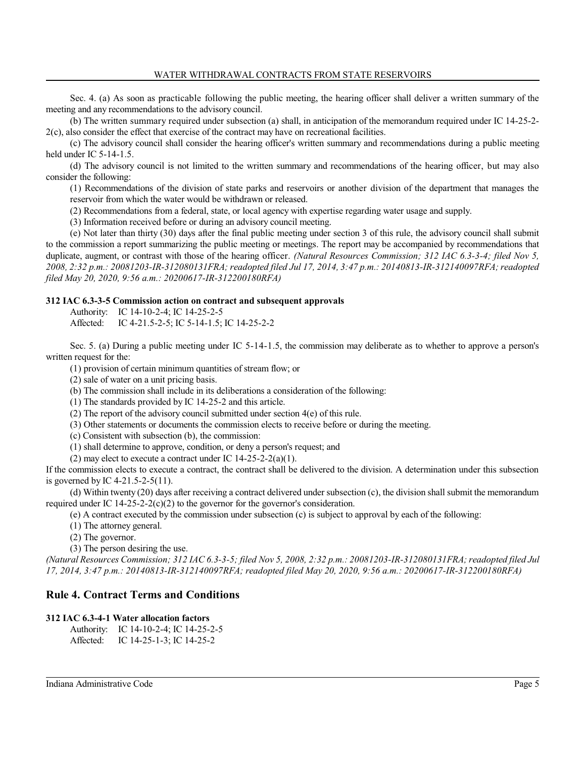Sec. 4. (a) As soon as practicable following the public meeting, the hearing officer shall deliver a written summary of the meeting and any recommendations to the advisory council.

(b) The written summary required under subsection (a) shall, in anticipation of the memorandum required under IC 14-25-2-2(c), also consider the effect that exercise of the contract may have on recreational facilities.

(c) The advisory council shall consider the hearing officer's written summary and recommendations during a public meeting held under IC 5-14-1.5.

(d) The advisory council is not limited to the written summary and recommendations of the hearing officer, but may also consider the following:

(1) Recommendations of the division of state parks and reservoirs or another division of the department that manages the reservoir from which the water would be withdrawn or released.

(2) Recommendations from a federal, state, or local agency with expertise regarding water usage and supply.

(3) Information received before or during an advisory council meeting.

(e) Not later than thirty (30) days after the final public meeting under section 3 of this rule, the advisory council shall submit to the commission a report summarizing the public meeting or meetings. The report may be accompanied by recommendations that duplicate, augment, or contrast with those of the hearing officer. *(Natural Resources Commission; 312 IAC 6.3-3-4; filed Nov 5, 2008, 2:32 p.m.: 20081203-IR-312080131FRA; readopted filed Jul 17, 2014, 3:47 p.m.: 20140813-IR-312140097RFA; readopted filed May 20, 2020, 9:56 a.m.: 20200617-IR-312200180RFA)*

#### 312 IAC 6.3-3-5 Commission action on contract and subsequent approvals

Authority: IC 14-10-2-4; IC 14-25-2-5
Affected: IC 4-21.5-2-5; IC 5-14-1.5; IC 14-25-2-2

Sec. 5. (a) During a public meeting under IC 5-14-1.5, the commission may deliberate as to whether to approve a person's written request for the:

(1) provision of certain minimum quantities of stream flow; or

(2) sale of water on a unit pricing basis.

(b) The commission shall include in its deliberations a consideration of the following:

(1) The standards provided by IC 14-25-2 and this article.

(2) The report of the advisory council submitted under section 4(e) of this rule.

(3) Other statements or documents the commission elects to receive before or during the meeting.

(c) Consistent with subsection (b), the commission:

(1) shall determine to approve, condition, or deny a person's request; and

(2) may elect to execute a contract under IC 14-25-2-2(a)(1).

If the commission elects to execute a contract, the contract shall be delivered to the division. A determination under this subsection is governed by IC 4-21.5-2-5(11).

(d) Within twenty (20) days after receiving a contract delivered under subsection (c), the division shall submit the memorandum required under IC 14-25-2-2(c)(2) to the governor for the governor's consideration.

(e) A contract executed by the commission under subsection (c) is subject to approval by each of the following:

(1) The attorney general.

(2) The governor.

(3) The person desiring the use.

*(Natural Resources Commission; 312 IAC 6.3-3-5; filed Nov 5, 2008, 2:32 p.m.: 20081203-IR-312080131FRA; readopted filed Jul 17, 2014, 3:47 p.m.: 20140813-IR-312140097RFA; readopted filed May 20, 2020, 9:56 a.m.: 20200617-IR-312200180RFA)*

## Rule 4. Contract Terms and Conditions

#### 312 IAC 6.3-4-1 Water allocation factors

Authority: IC 14-10-2-4; IC 14-25-2-5
Affected: IC 14-25-1-3; IC 14-25-2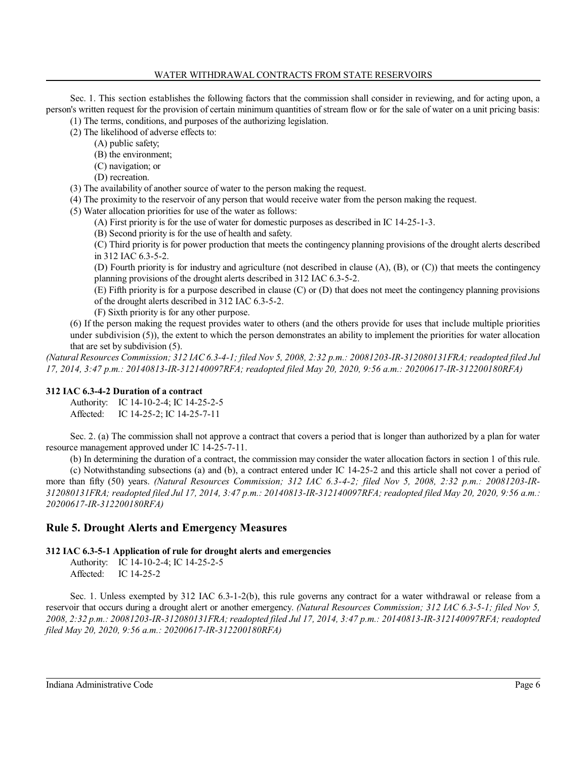Sec. 1. This section establishes the following factors that the commission shall consider in reviewing, and for acting upon, a person's written request for the provision of certain minimum quantities of stream flow or for the sale of water on a unit pricing basis:

(1) The terms, conditions, and purposes of the authorizing legislation.

(2) The likelihood of adverse effects to:

(A) public safety;

(B) the environment;

(C) navigation; or

(D) recreation.

(3) The availability of another source of water to the person making the request.

(4) The proximity to the reservoir of any person that would receive water from the person making the request.

(5) Water allocation priorities for use of the water as follows:

(A) First priority is for the use of water for domestic purposes as described in IC 14-25-1-3.

(B) Second priority is for the use of health and safety.

(C) Third priority is for power production that meets the contingency planning provisions of the drought alerts described in 312 IAC 6.3-5-2.

(D) Fourth priority is for industry and agriculture (not described in clause (A), (B), or (C)) that meets the contingency planning provisions of the drought alerts described in 312 IAC 6.3-5-2.

(E) Fifth priority is for a purpose described in clause (C) or (D) that does not meet the contingency planning provisions of the drought alerts described in 312 IAC 6.3-5-2.

(F) Sixth priority is for any other purpose.

(6) If the person making the request provides water to others (and the others provide for uses that include multiple priorities under subdivision (5)), the extent to which the person demonstrates an ability to implement the priorities for water allocation that are set by subdivision (5).

*(Natural Resources Commission; 312 IAC 6.3-4-1; filed Nov 5, 2008, 2:32 p.m.: 20081203-IR-312080131FRA; readopted filed Jul 17, 2014, 3:47 p.m.: 20140813-IR-312140097RFA; readopted filed May 20, 2020, 9:56 a.m.: 20200617-IR-312200180RFA)*

**312 IAC 6.3-4-2 Duration of a contract**

Authority: IC 14-10-2-4; IC 14-25-2-5
Affected: IC 14-25-2; IC 14-25-7-11

Sec. 2. (a) The commission shall not approve a contract that covers a period that is longer than authorized by a plan for water resource management approved under IC 14-25-7-11.

(b) In determining the duration of a contract, the commission may consider the water allocation factors in section 1 of this rule.

(c) Notwithstanding subsections (a) and (b), a contract entered under IC 14-25-2 and this article shall not cover a period of more than fifty (50) years. *(Natural Resources Commission; 312 IAC 6.3-4-2; filed Nov 5, 2008, 2:32 p.m.: 20081203-IR-312080131FRA; readopted filed Jul 17, 2014, 3:47 p.m.: 20140813-IR-312140097RFA; readopted filed May 20, 2020, 9:56 a.m.: 20200617-IR-312200180RFA)*

## Rule 5. Drought Alerts and Emergency Measures

**312 IAC 6.3-5-1 Application of rule for drought alerts and emergencies**

Authority: IC 14-10-2-4; IC 14-25-2-5
Affected: IC 14-25-2

Sec. 1. Unless exempted by 312 IAC 6.3-1-2(b), this rule governs any contract for a water withdrawal or release from a reservoir that occurs during a drought alert or another emergency. *(Natural Resources Commission; 312 IAC 6.3-5-1; filed Nov 5, 2008, 2:32 p.m.: 20081203-IR-312080131FRA; readopted filed Jul 17, 2014, 3:47 p.m.: 20140813-IR-312140097RFA; readopted filed May 20, 2020, 9:56 a.m.: 20200617-IR-312200180RFA)*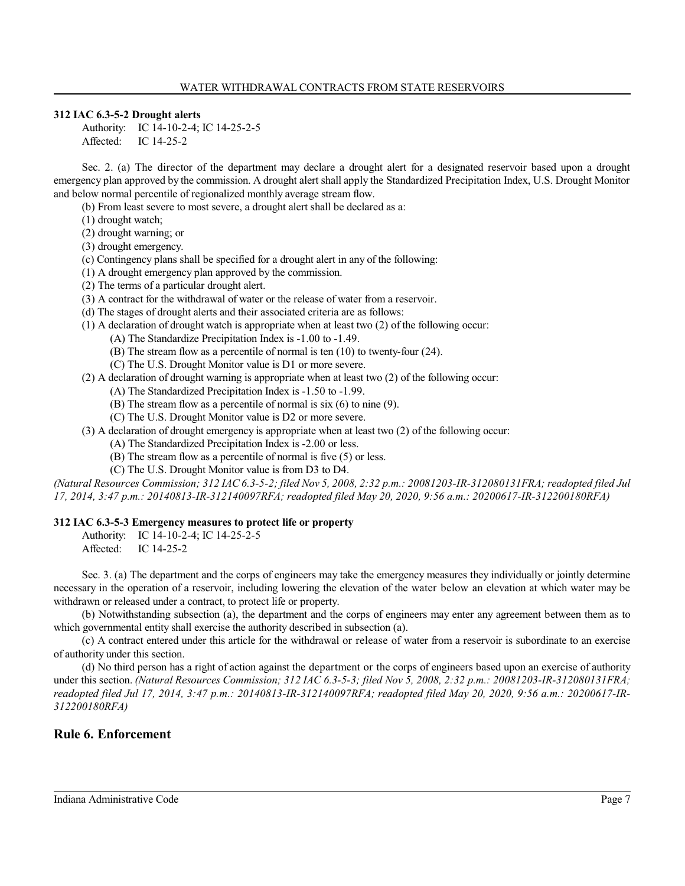**312 IAC 6.3-5-2 Drought alerts**

Authority: IC 14-10-2-4; IC 14-25-2-5
Affected: IC 14-25-2

Sec. 2. (a) The director of the department may declare a drought alert for a designated reservoir based upon a drought emergency plan approved by the commission. A drought alert shall apply the Standardized Precipitation Index, U.S. Drought Monitor and below normal percentile of regionalized monthly average stream flow.

(b) From least severe to most severe, a drought alert shall be declared as a:

(1) drought watch;

(2) drought warning; or

(3) drought emergency.

(c) Contingency plans shall be specified for a drought alert in any of the following:

(1) A drought emergency plan approved by the commission.

(2) The terms of a particular drought alert.

(3) A contract for the withdrawal of water or the release of water from a reservoir.

(d) The stages of drought alerts and their associated criteria are as follows:

(1) A declaration of drought watch is appropriate when at least two (2) of the following occur:

(A) The Standardize Precipitation Index is -1.00 to -1.49.

(B) The stream flow as a percentile of normal is ten (10) to twenty-four (24).

(C) The U.S. Drought Monitor value is D1 or more severe.

(2) A declaration of drought warning is appropriate when at least two (2) of the following occur:

(A) The Standardized Precipitation Index is -1.50 to -1.99.

(B) The stream flow as a percentile of normal is six (6) to nine (9).

(C) The U.S. Drought Monitor value is D2 or more severe.

(3) A declaration of drought emergency is appropriate when at least two (2) of the following occur:

(A) The Standardized Precipitation Index is -2.00 or less.

(B) The stream flow as a percentile of normal is five (5) or less.

(C) The U.S. Drought Monitor value is from D3 to D4.

*(Natural Resources Commission; 312 IAC 6.3-5-2; filed Nov 5, 2008, 2:32 p.m.: 20081203-IR-312080131FRA; readopted filed Jul 17, 2014, 3:47 p.m.: 20140813-IR-312140097RFA; readopted filed May 20, 2020, 9:56 a.m.: 20200617-IR-312200180RFA)*

**312 IAC 6.3-5-3 Emergency measures to protect life or property**

Authority: IC 14-10-2-4; IC 14-25-2-5
Affected: IC 14-25-2

Sec. 3. (a) The department and the corps of engineers may take the emergency measures they individually or jointly determine necessary in the operation of a reservoir, including lowering the elevation of the water below an elevation at which water may be withdrawn or released under a contract, to protect life or property.

(b) Notwithstanding subsection (a), the department and the corps of engineers may enter any agreement between them as to which governmental entity shall exercise the authority described in subsection (a).

(c) A contract entered under this article for the withdrawal or release of water from a reservoir is subordinate to an exercise of authority under this section.

(d) No third person has a right of action against the department or the corps of engineers based upon an exercise of authority under this section. *(Natural Resources Commission; 312 IAC 6.3-5-3; filed Nov 5, 2008, 2:32 p.m.: 20081203-IR-312080131FRA; readopted filed Jul 17, 2014, 3:47 p.m.: 20140813-IR-312140097RFA; readopted filed May 20, 2020, 9:56 a.m.: 20200617-IR-312200180RFA)*

## Rule 6. Enforcement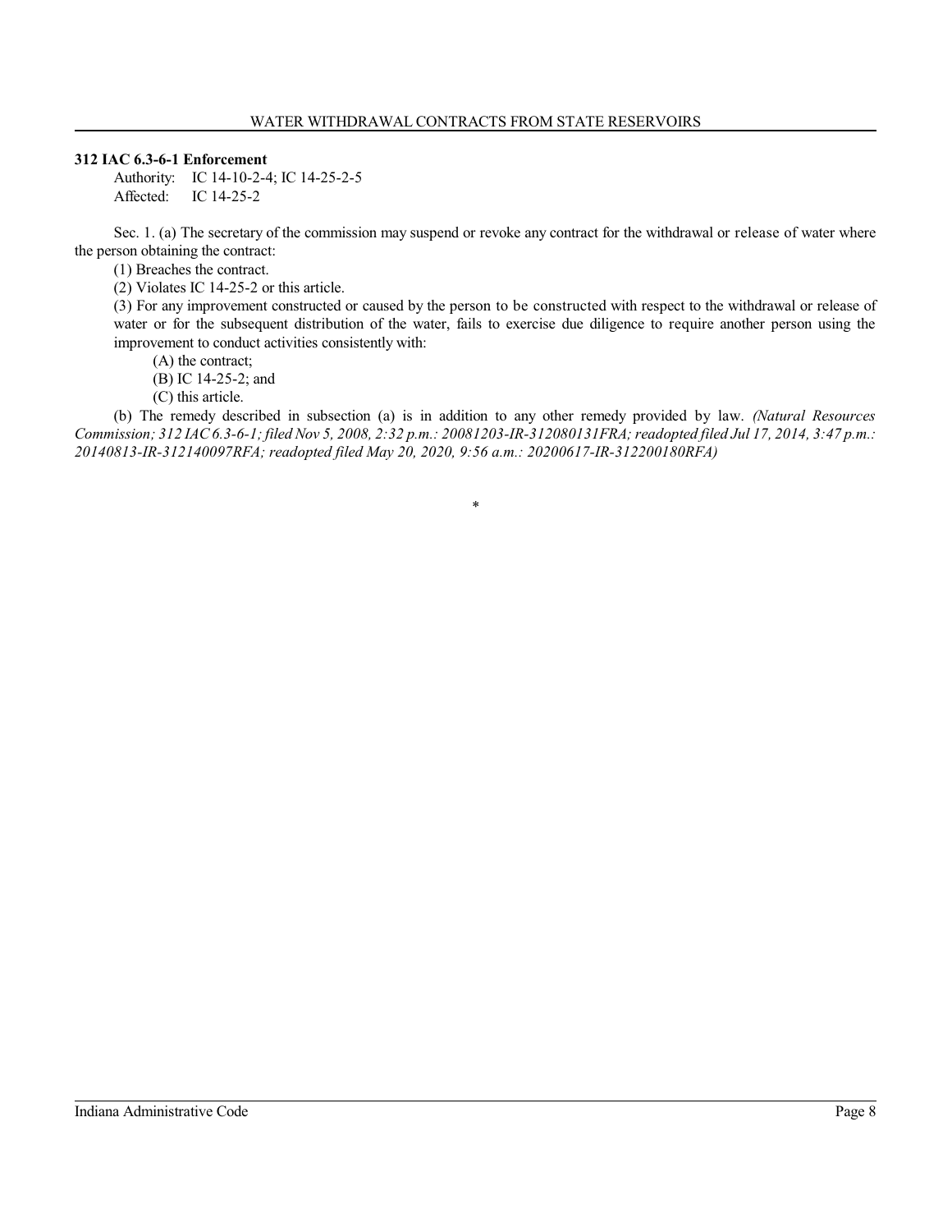**312 IAC 6.3-6-1 Enforcement**

Authority: IC 14-10-2-4; IC 14-25-2-5
Affected: IC 14-25-2

Sec. 1. (a) The secretary of the commission may suspend or revoke any contract for the withdrawal or release of water where the person obtaining the contract:

(1) Breaches the contract.

(2) Violates IC 14-25-2 or this article.

(3) For any improvement constructed or caused by the person to be constructed with respect to the withdrawal or release of water or for the subsequent distribution of the water, fails to exercise due diligence to require another person using the improvement to conduct activities consistently with:

(A) the contract;

(B) IC 14-25-2; and

(C) this article.

(b) The remedy described in subsection (a) is in addition to any other remedy provided by law. *(Natural Resources Commission; 312 IAC 6.3-6-1; filed Nov 5, 2008, 2:32 p.m.: 20081203-IR-312080131FRA; readopted filed Jul 17, 2014, 3:47 p.m.: 20140813-IR-312140097RFA; readopted filed May 20, 2020, 9:56 a.m.: 20200617-IR-312200180RFA)*

*